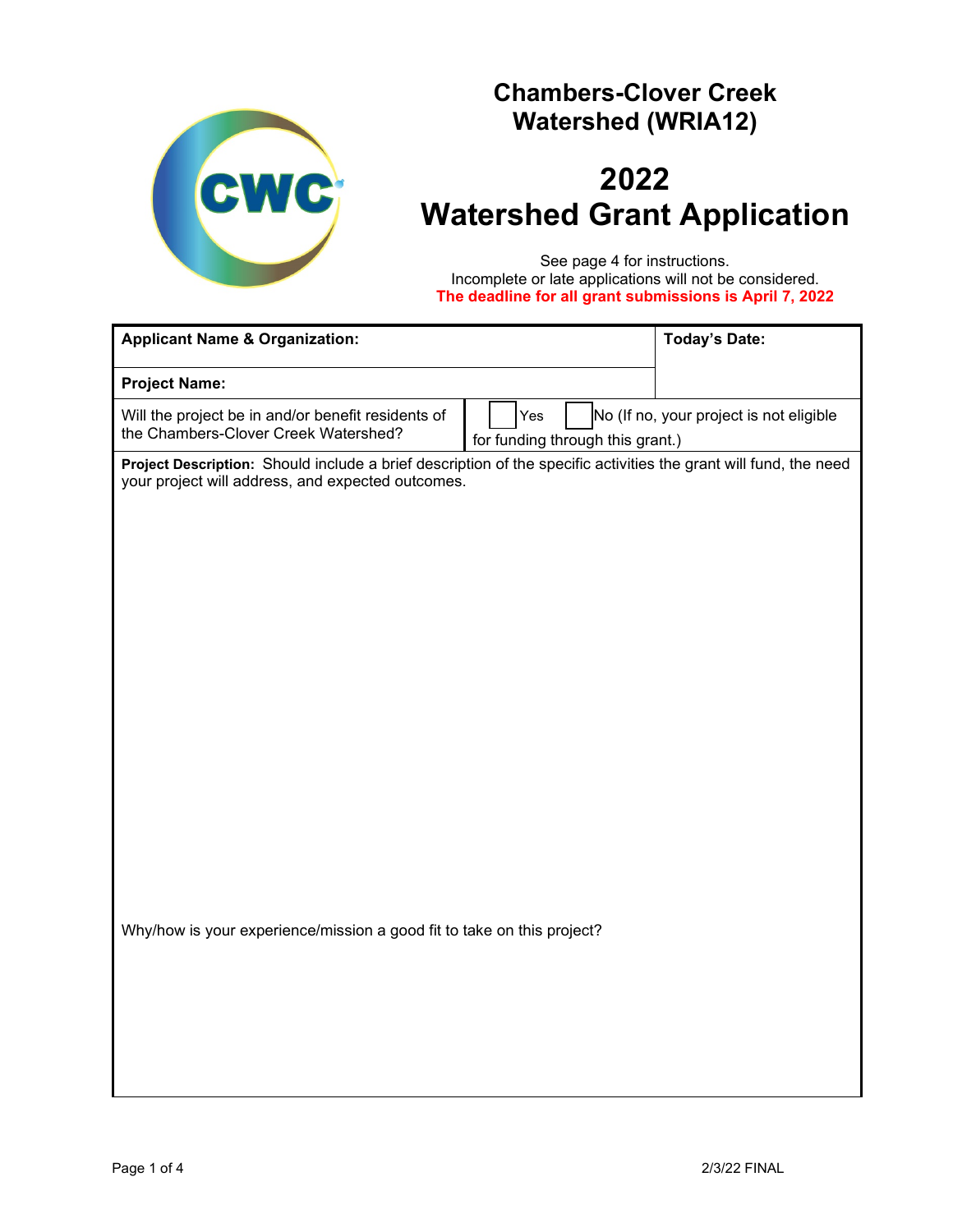# Chambers-Clover Creek Watershed (WRIA12)

# 2022 Watershed Grant Application

See page 4 for instructions.
Incomplete or late applications will not be considered.
**The deadline for all grant submissions is April 7, 2022**

| **Applicant Name & Organization:** | | **Today's Date:** |
|---|---|---|
| **Project Name:** | | |
| Will the project be in and/or benefit residents of the Chambers-Clover Creek Watershed? | ☐ Yes ☐ No (If no, your project is not eligible for funding through this grant.) | |

**Project Description:** Should include a brief description of the specific activities the grant will fund, the need your project will address, and expected outcomes.

Why/how is your experience/mission a good fit to take on this project?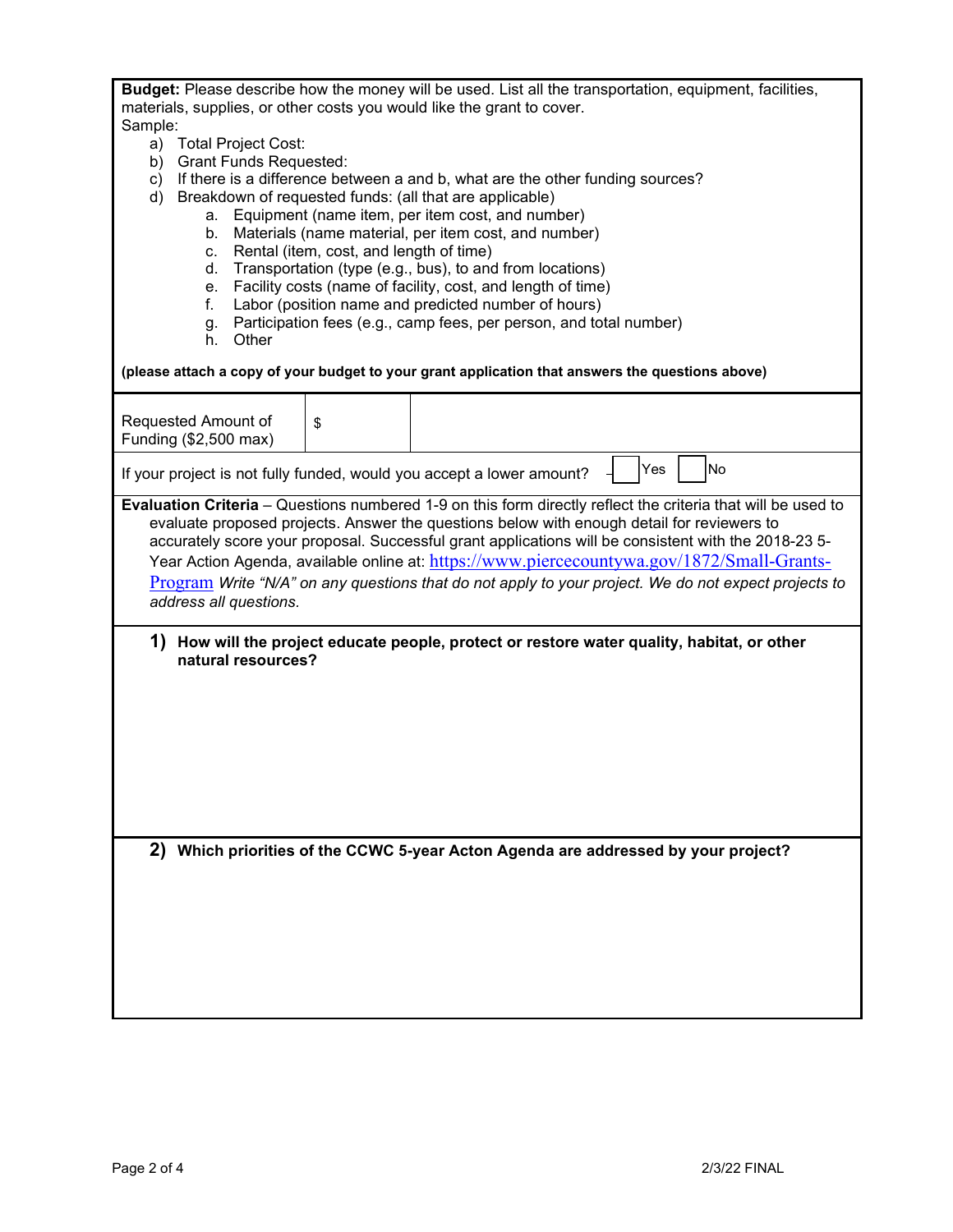**Budget:** Please describe how the money will be used. List all the transportation, equipment, facilities, materials, supplies, or other costs you would like the grant to cover.

Sample:

a) Total Project Cost:
b) Grant Funds Requested:
c) If there is a difference between a and b, what are the other funding sources?
d) Breakdown of requested funds: (all that are applicable)
   a. Equipment (name item, per item cost, and number)
   b. Materials (name material, per item cost, and number)
   c. Rental (item, cost, and length of time)
   d. Transportation (type (e.g., bus), to and from locations)
   e. Facility costs (name of facility, cost, and length of time)
   f. Labor (position name and predicted number of hours)
   g. Participation fees (e.g., camp fees, per person, and total number)
   h. Other

**(please attach a copy of your budget to your grant application that answers the questions above)**

| Requested Amount of Funding ($2,500 max) | $ | |
|---|---|---|

If your project is not fully funded, would you accept a lower amount? ☐ Yes ☐ No

**Evaluation Criteria** – Questions numbered 1-9 on this form directly reflect the criteria that will be used to evaluate proposed projects. Answer the questions below with enough detail for reviewers to accurately score your proposal. Successful grant applications will be consistent with the 2018-23 5-Year Action Agenda, available online at: https://www.piercecountywa.gov/1872/Small-Grants-Program *Write "N/A" on any questions that do not apply to your project. We do not expect projects to address all questions.*

**1) How will the project educate people, protect or restore water quality, habitat, or other natural resources?**

**2) Which priorities of the CCWC 5-year Acton Agenda are addressed by your project?**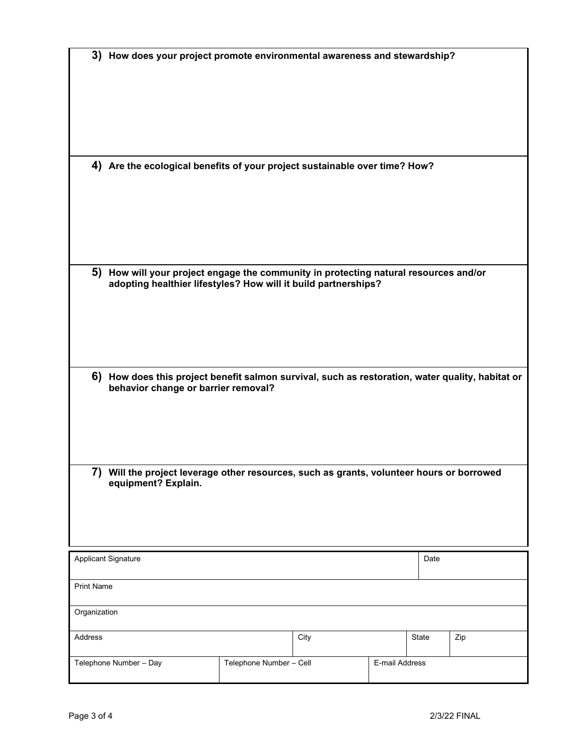**3) How does your project promote environmental awareness and stewardship?**

**4) Are the ecological benefits of your project sustainable over time? How?**

**5) How will your project engage the community in protecting natural resources and/or adopting healthier lifestyles? How will it build partnerships?**

**6) How does this project benefit salmon survival, such as restoration, water quality, habitat or behavior change or barrier removal?**

**7) Will the project leverage other resources, such as grants, volunteer hours or borrowed equipment? Explain.**

| Applicant Signature | | | | Date | |
|---|---|---|---|---|---|
| Print Name | | | | | |
| Organization | | | | | |
| Address | | City | | State | Zip |
| Telephone Number – Day | Telephone Number – Cell | | E-mail Address | | |

2/3/22 FINAL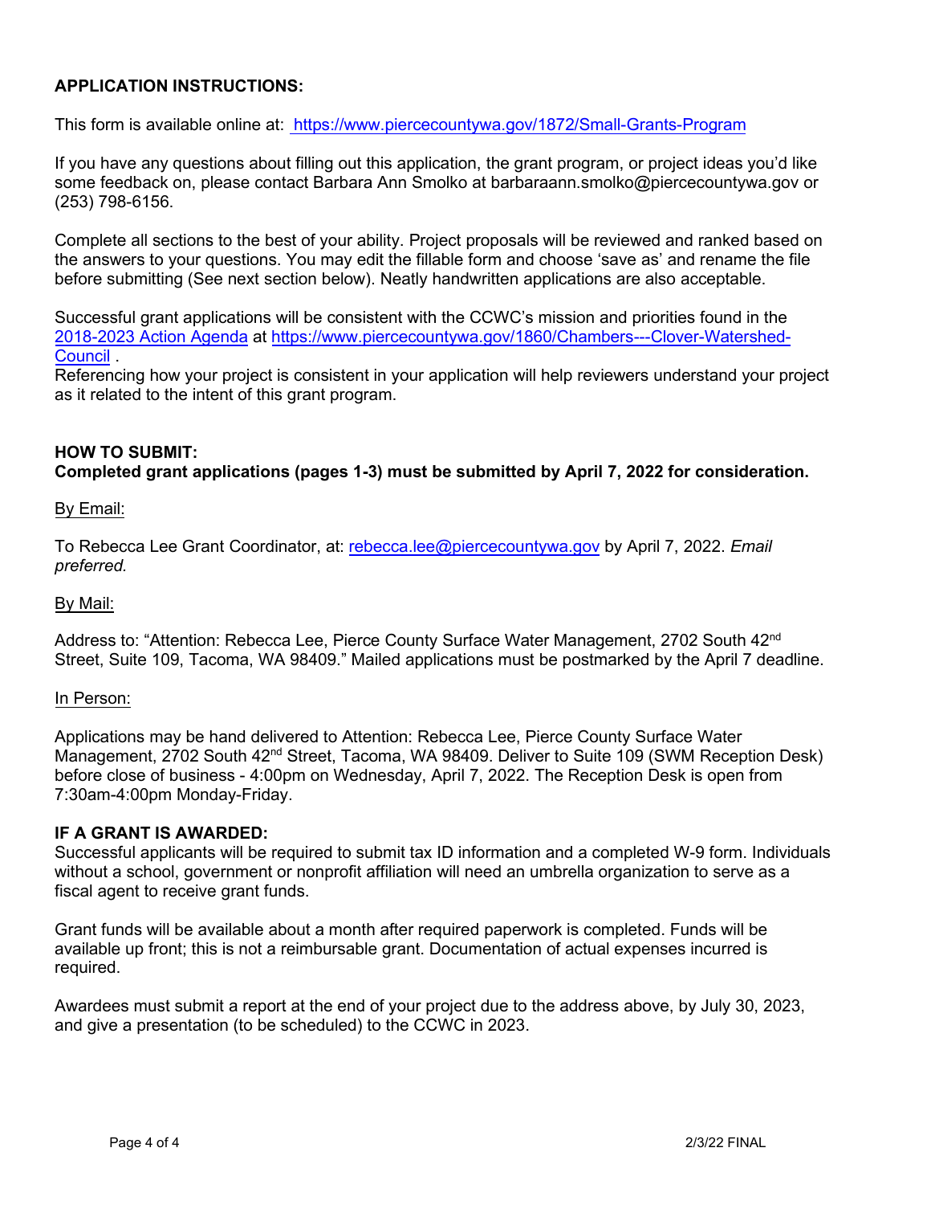**APPLICATION INSTRUCTIONS:**

This form is available online at: https://www.piercecountywa.gov/1872/Small-Grants-Program

If you have any questions about filling out this application, the grant program, or project ideas you'd like some feedback on, please contact Barbara Ann Smolko at barbaraann.smolko@piercecountywa.gov or (253) 798-6156.

Complete all sections to the best of your ability. Project proposals will be reviewed and ranked based on the answers to your questions. You may edit the fillable form and choose 'save as' and rename the file before submitting (See next section below). Neatly handwritten applications are also acceptable.

Successful grant applications will be consistent with the CCWC's mission and priorities found in the 2018-2023 Action Agenda at https://www.piercecountywa.gov/1860/Chambers---Clover-Watershed-Council .
Referencing how your project is consistent in your application will help reviewers understand your project as it related to the intent of this grant program.

**HOW TO SUBMIT:**
**Completed grant applications (pages 1-3) must be submitted by April 7, 2022 for consideration.**

By Email:

To Rebecca Lee Grant Coordinator, at: rebecca.lee@piercecountywa.gov by April 7, 2022. *Email preferred.*

By Mail:

Address to: "Attention: Rebecca Lee, Pierce County Surface Water Management, 2702 South 42nd Street, Suite 109, Tacoma, WA 98409." Mailed applications must be postmarked by the April 7 deadline.

In Person:

Applications may be hand delivered to Attention: Rebecca Lee, Pierce County Surface Water Management, 2702 South 42nd Street, Tacoma, WA 98409. Deliver to Suite 109 (SWM Reception Desk) before close of business - 4:00pm on Wednesday, April 7, 2022. The Reception Desk is open from 7:30am-4:00pm Monday-Friday.

**IF A GRANT IS AWARDED:**
Successful applicants will be required to submit tax ID information and a completed W-9 form. Individuals without a school, government or nonprofit affiliation will need an umbrella organization to serve as a fiscal agent to receive grant funds.

Grant funds will be available about a month after required paperwork is completed. Funds will be available up front; this is not a reimbursable grant. Documentation of actual expenses incurred is required.

Awardees must submit a report at the end of your project due to the address above, by July 30, 2023, and give a presentation (to be scheduled) to the CCWC in 2023.